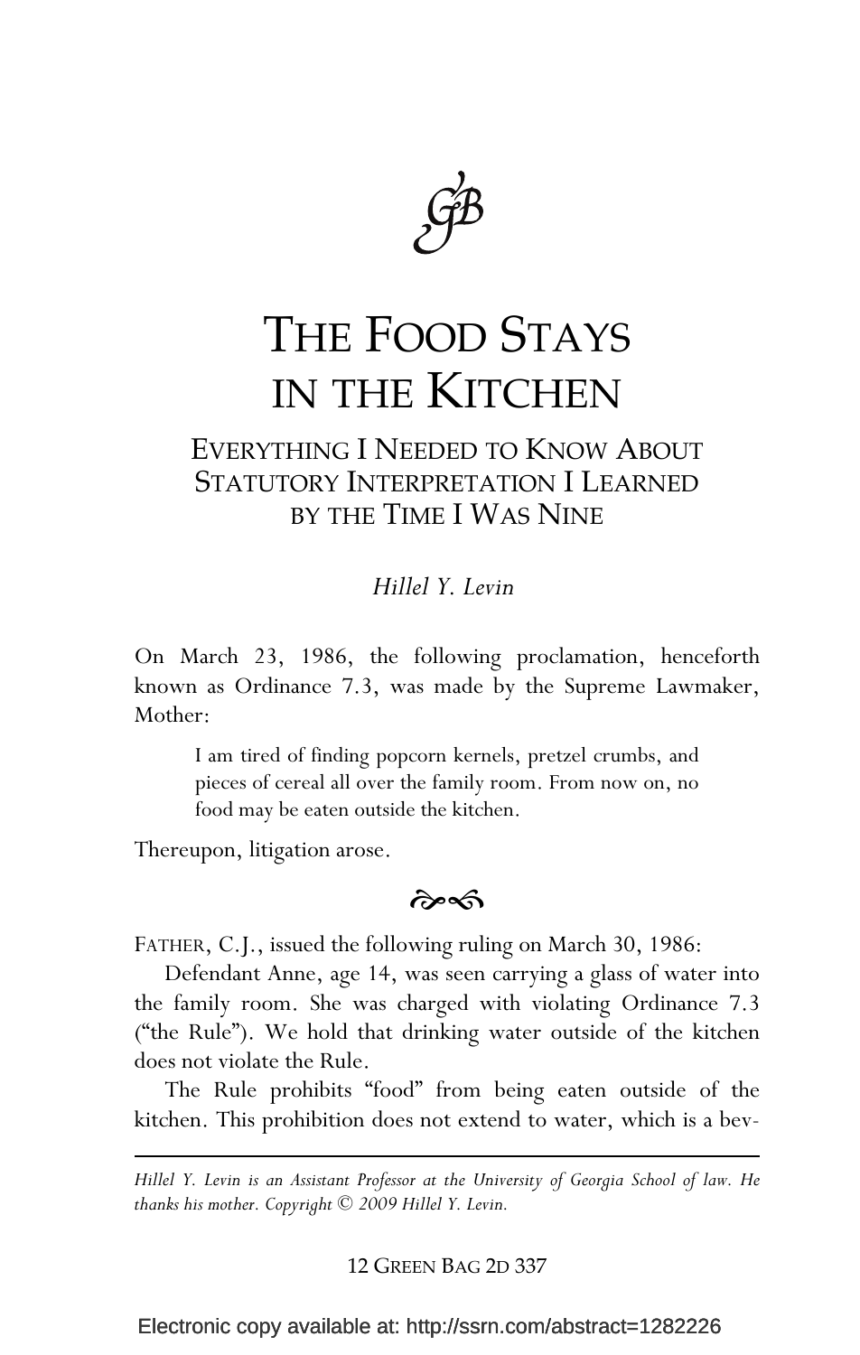# The Food Stays in the Kitchen

## Everything I Needed to Know About Statutory Interpretation I Learned by the Time I Was Nine

*Hillel Y. Levin*

On March 23, 1986, the following proclamation, henceforth known as Ordinance 7.3, was made by the Supreme Lawmaker, Mother:

> I am tired of finding popcorn kernels, pretzel crumbs, and pieces of cereal all over the family room. From now on, no food may be eaten outside the kitchen.

Thereupon, litigation arose.

FATHER, C.J., issued the following ruling on March 30, 1986:

Defendant Anne, age 14, was seen carrying a glass of water into the family room. She was charged with violating Ordinance 7.3 ("the Rule"). We hold that drinking water outside of the kitchen does not violate the Rule.

The Rule prohibits "food" from being eaten outside of the kitchen. This prohibition does not extend to water, which is a bev-

*Hillel Y. Levin is an Assistant Professor at the University of Georgia School of law. He thanks his mother. Copyright © 2009 Hillel Y. Levin.*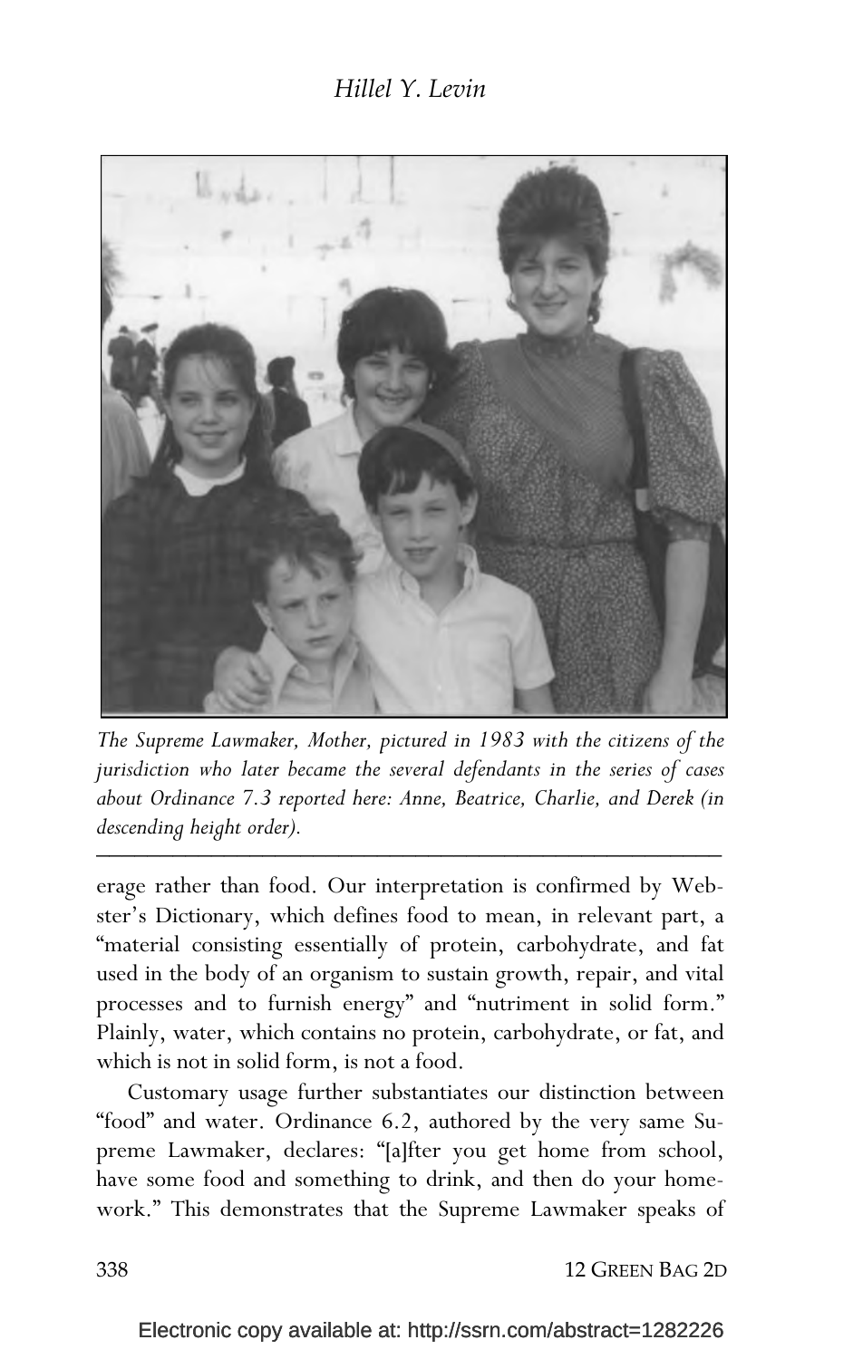*The Supreme Lawmaker, Mother, pictured in 1983 with the citizens of the jurisdiction who later became the several defendants in the series of cases about Ordinance 7.3 reported here: Anne, Beatrice, Charlie, and Derek (in descending height order).*

erage rather than food. Our interpretation is confirmed by Webster's Dictionary, which defines food to mean, in relevant part, a "material consisting essentially of protein, carbohydrate, and fat used in the body of an organism to sustain growth, repair, and vital processes and to furnish energy" and "nutriment in solid form." Plainly, water, which contains no protein, carbohydrate, or fat, and which is not in solid form, is not a food.

Customary usage further substantiates our distinction between "food" and water. Ordinance 6.2, authored by the very same Supreme Lawmaker, declares: "[a]fter you get home from school, have some food and something to drink, and then do your homework." This demonstrates that the Supreme Lawmaker speaks of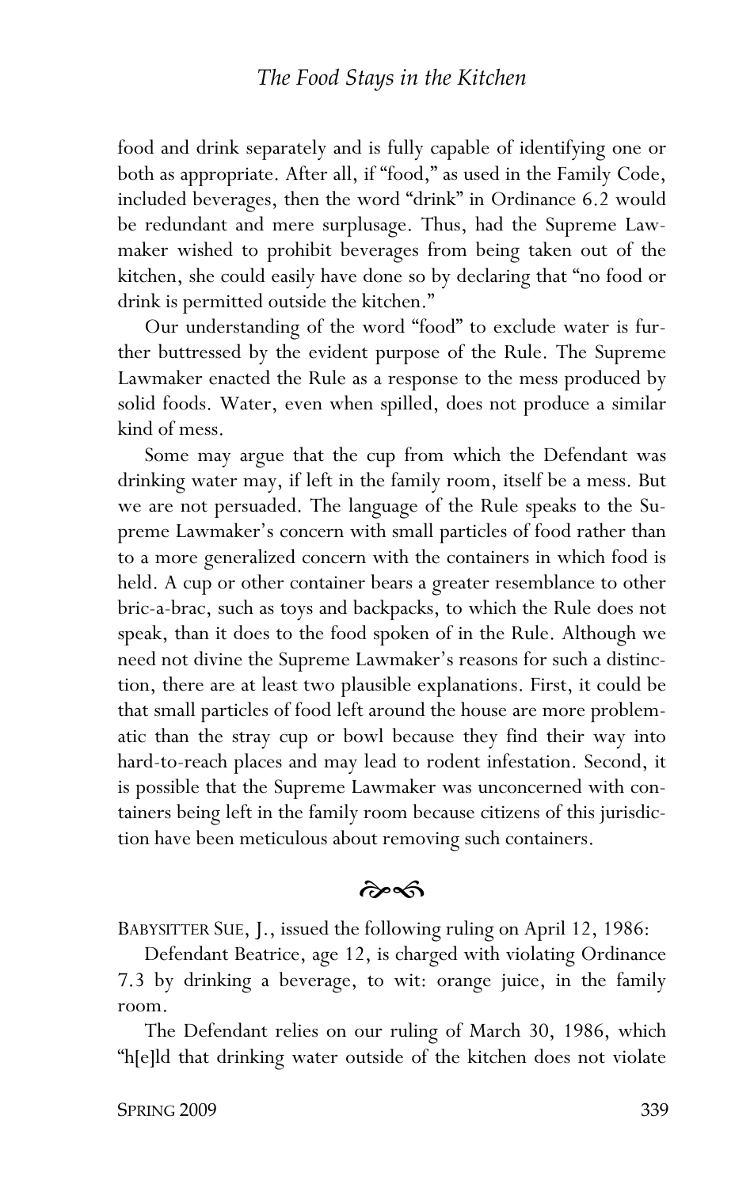food and drink separately and is fully capable of identifying one or both as appropriate. After all, if "food," as used in the Family Code, included beverages, then the word "drink" in Ordinance 6.2 would be redundant and mere surplusage. Thus, had the Supreme Lawmaker wished to prohibit beverages from being taken out of the kitchen, she could easily have done so by declaring that "no food or drink is permitted outside the kitchen."

Our understanding of the word "food" to exclude water is further buttressed by the evident purpose of the Rule. The Supreme Lawmaker enacted the Rule as a response to the mess produced by solid foods. Water, even when spilled, does not produce a similar kind of mess.

Some may argue that the cup from which the Defendant was drinking water may, if left in the family room, itself be a mess. But we are not persuaded. The language of the Rule speaks to the Supreme Lawmaker's concern with small particles of food rather than to a more generalized concern with the containers in which food is held. A cup or other container bears a greater resemblance to other bric-a-brac, such as toys and backpacks, to which the Rule does not speak, than it does to the food spoken of in the Rule. Although we need not divine the Supreme Lawmaker's reasons for such a distinction, there are at least two plausible explanations. First, it could be that small particles of food left around the house are more problematic than the stray cup or bowl because they find their way into hard-to-reach places and may lead to rodent infestation. Second, it is possible that the Supreme Lawmaker was unconcerned with containers being left in the family room because citizens of this jurisdiction have been meticulous about removing such containers.

☙❧

BABYSITTER SUE, J., issued the following ruling on April 12, 1986:

Defendant Beatrice, age 12, is charged with violating Ordinance 7.3 by drinking a beverage, to wit: orange juice, in the family room.

The Defendant relies on our ruling of March 30, 1986, which "h[e]ld that drinking water outside of the kitchen does not violate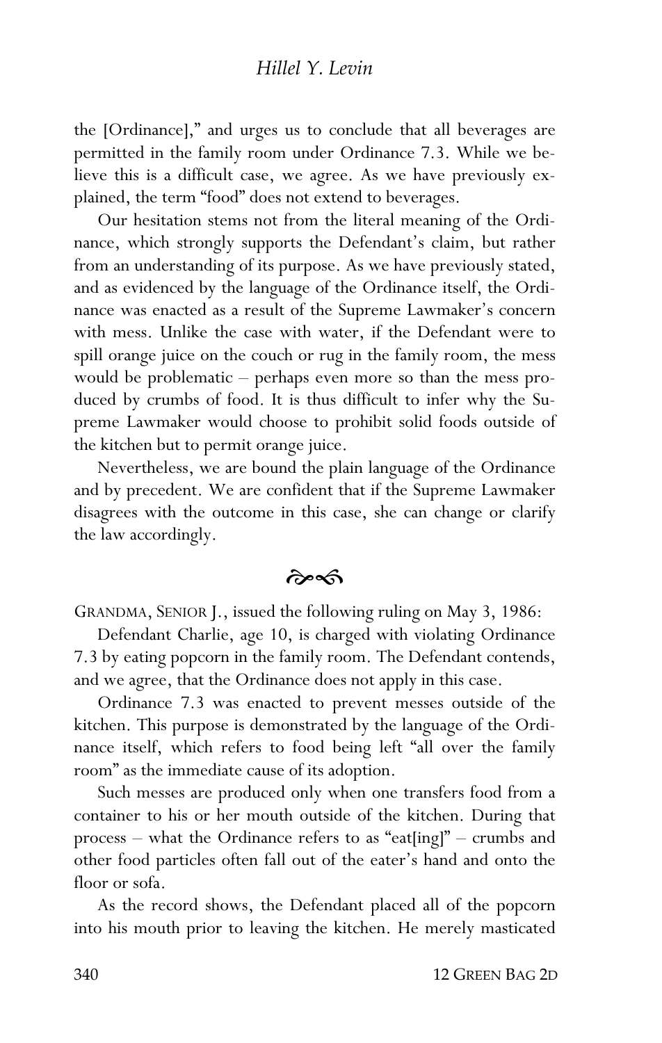the [Ordinance]," and urges us to conclude that all beverages are permitted in the family room under Ordinance 7.3. While we believe this is a difficult case, we agree. As we have previously explained, the term "food" does not extend to beverages.

Our hesitation stems not from the literal meaning of the Ordinance, which strongly supports the Defendant's claim, but rather from an understanding of its purpose. As we have previously stated, and as evidenced by the language of the Ordinance itself, the Ordinance was enacted as a result of the Supreme Lawmaker's concern with mess. Unlike the case with water, if the Defendant were to spill orange juice on the couch or rug in the family room, the mess would be problematic – perhaps even more so than the mess produced by crumbs of food. It is thus difficult to infer why the Supreme Lawmaker would choose to prohibit solid foods outside of the kitchen but to permit orange juice.

Nevertheless, we are bound the plain language of the Ordinance and by precedent. We are confident that if the Supreme Lawmaker disagrees with the outcome in this case, she can change or clarify the law accordingly.

❧

GRANDMA, SENIOR J., issued the following ruling on May 3, 1986:

Defendant Charlie, age 10, is charged with violating Ordinance 7.3 by eating popcorn in the family room. The Defendant contends, and we agree, that the Ordinance does not apply in this case.

Ordinance 7.3 was enacted to prevent messes outside of the kitchen. This purpose is demonstrated by the language of the Ordinance itself, which refers to food being left "all over the family room" as the immediate cause of its adoption.

Such messes are produced only when one transfers food from a container to his or her mouth outside of the kitchen. During that process – what the Ordinance refers to as "eat[ing]" – crumbs and other food particles often fall out of the eater's hand and onto the floor or sofa.

As the record shows, the Defendant placed all of the popcorn into his mouth prior to leaving the kitchen. He merely masticated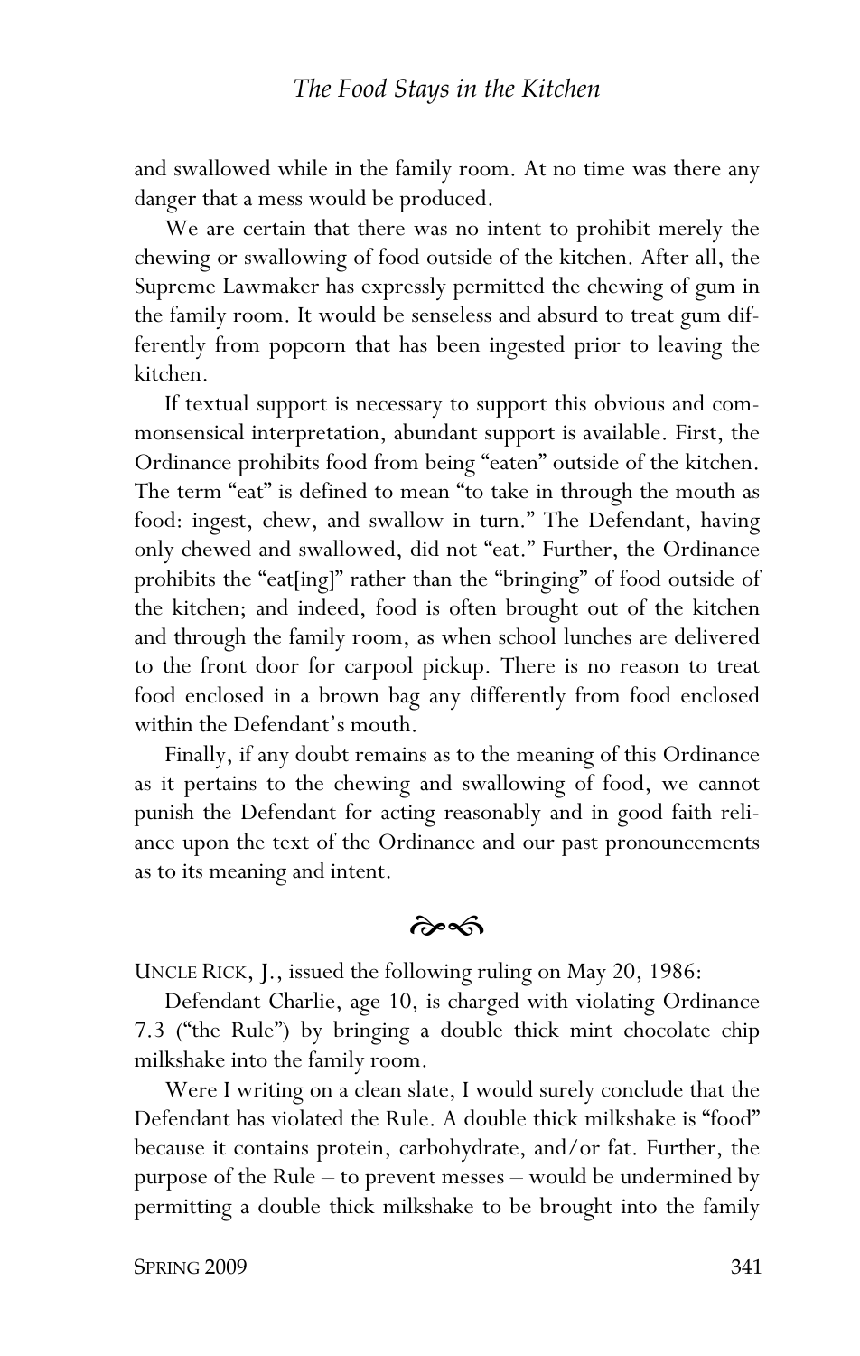and swallowed while in the family room. At no time was there any danger that a mess would be produced.

We are certain that there was no intent to prohibit merely the chewing or swallowing of food outside of the kitchen. After all, the Supreme Lawmaker has expressly permitted the chewing of gum in the family room. It would be senseless and absurd to treat gum differently from popcorn that has been ingested prior to leaving the kitchen.

If textual support is necessary to support this obvious and commonsensical interpretation, abundant support is available. First, the Ordinance prohibits food from being "eaten" outside of the kitchen. The term "eat" is defined to mean "to take in through the mouth as food: ingest, chew, and swallow in turn." The Defendant, having only chewed and swallowed, did not "eat." Further, the Ordinance prohibits the "eat[ing]" rather than the "bringing" of food outside of the kitchen; and indeed, food is often brought out of the kitchen and through the family room, as when school lunches are delivered to the front door for carpool pickup. There is no reason to treat food enclosed in a brown bag any differently from food enclosed within the Defendant's mouth.

Finally, if any doubt remains as to the meaning of this Ordinance as it pertains to the chewing and swallowing of food, we cannot punish the Defendant for acting reasonably and in good faith reliance upon the text of the Ordinance and our past pronouncements as to its meaning and intent.

❧

UNCLE RICK, J., issued the following ruling on May 20, 1986:

Defendant Charlie, age 10, is charged with violating Ordinance 7.3 ("the Rule") by bringing a double thick mint chocolate chip milkshake into the family room.

Were I writing on a clean slate, I would surely conclude that the Defendant has violated the Rule. A double thick milkshake is "food" because it contains protein, carbohydrate, and/or fat. Further, the purpose of the Rule – to prevent messes – would be undermined by permitting a double thick milkshake to be brought into the family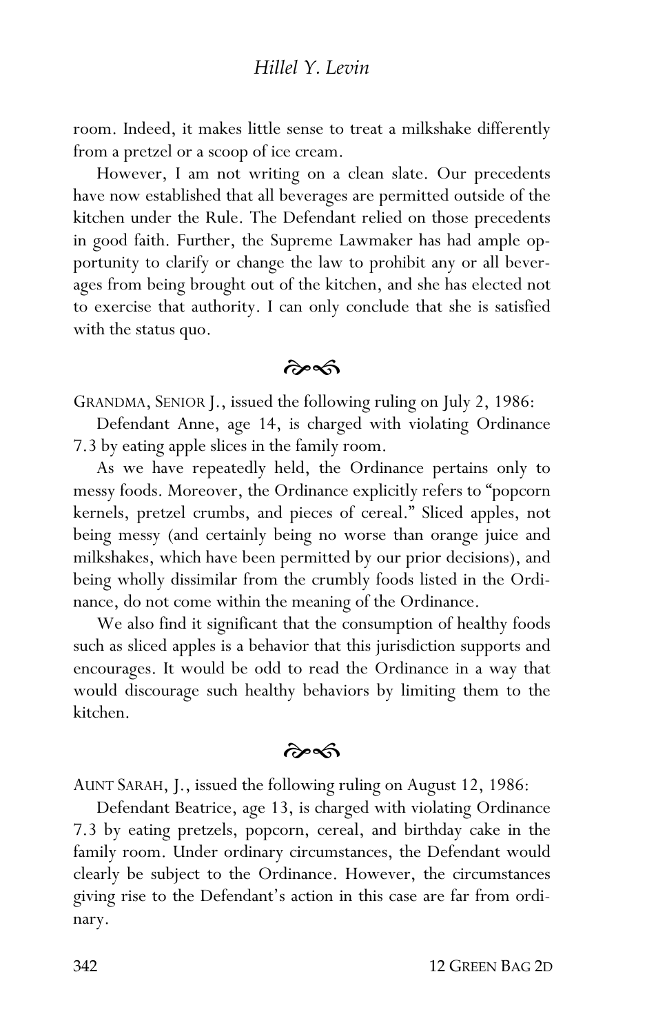room. Indeed, it makes little sense to treat a milkshake differently from a pretzel or a scoop of ice cream.

However, I am not writing on a clean slate. Our precedents have now established that all beverages are permitted outside of the kitchen under the Rule. The Defendant relied on those precedents in good faith. Further, the Supreme Lawmaker has had ample opportunity to clarify or change the law to prohibit any or all beverages from being brought out of the kitchen, and she has elected not to exercise that authority. I can only conclude that she is satisfied with the status quo.

❧

GRANDMA, SENIOR J., issued the following ruling on July 2, 1986:

Defendant Anne, age 14, is charged with violating Ordinance 7.3 by eating apple slices in the family room.

As we have repeatedly held, the Ordinance pertains only to messy foods. Moreover, the Ordinance explicitly refers to "popcorn kernels, pretzel crumbs, and pieces of cereal." Sliced apples, not being messy (and certainly being no worse than orange juice and milkshakes, which have been permitted by our prior decisions), and being wholly dissimilar from the crumbly foods listed in the Ordinance, do not come within the meaning of the Ordinance.

We also find it significant that the consumption of healthy foods such as sliced apples is a behavior that this jurisdiction supports and encourages. It would be odd to read the Ordinance in a way that would discourage such healthy behaviors by limiting them to the kitchen.

❧

AUNT SARAH, J., issued the following ruling on August 12, 1986:

Defendant Beatrice, age 13, is charged with violating Ordinance 7.3 by eating pretzels, popcorn, cereal, and birthday cake in the family room. Under ordinary circumstances, the Defendant would clearly be subject to the Ordinance. However, the circumstances giving rise to the Defendant's action in this case are far from ordinary.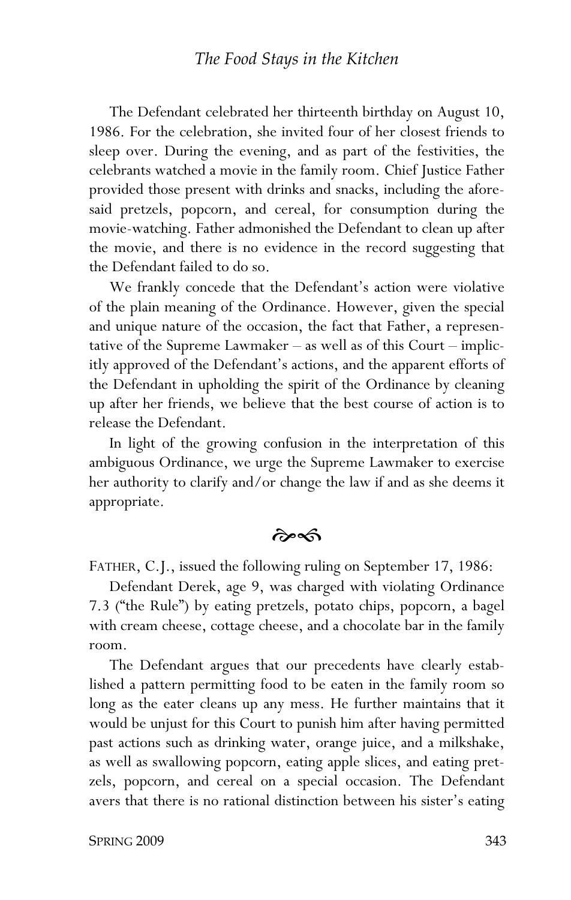The Defendant celebrated her thirteenth birthday on August 10, 1986. For the celebration, she invited four of her closest friends to sleep over. During the evening, and as part of the festivities, the celebrants watched a movie in the family room. Chief Justice Father provided those present with drinks and snacks, including the aforesaid pretzels, popcorn, and cereal, for consumption during the movie-watching. Father admonished the Defendant to clean up after the movie, and there is no evidence in the record suggesting that the Defendant failed to do so.

We frankly concede that the Defendant's action were violative of the plain meaning of the Ordinance. However, given the special and unique nature of the occasion, the fact that Father, a representative of the Supreme Lawmaker – as well as of this Court – implicitly approved of the Defendant's actions, and the apparent efforts of the Defendant in upholding the spirit of the Ordinance by cleaning up after her friends, we believe that the best course of action is to release the Defendant.

In light of the growing confusion in the interpretation of this ambiguous Ordinance, we urge the Supreme Lawmaker to exercise her authority to clarify and/or change the law if and as she deems it appropriate.

☙❧

FATHER, C.J., issued the following ruling on September 17, 1986:

Defendant Derek, age 9, was charged with violating Ordinance 7.3 ("the Rule") by eating pretzels, potato chips, popcorn, a bagel with cream cheese, cottage cheese, and a chocolate bar in the family room.

The Defendant argues that our precedents have clearly established a pattern permitting food to be eaten in the family room so long as the eater cleans up any mess. He further maintains that it would be unjust for this Court to punish him after having permitted past actions such as drinking water, orange juice, and a milkshake, as well as swallowing popcorn, eating apple slices, and eating pretzels, popcorn, and cereal on a special occasion. The Defendant avers that there is no rational distinction between his sister's eating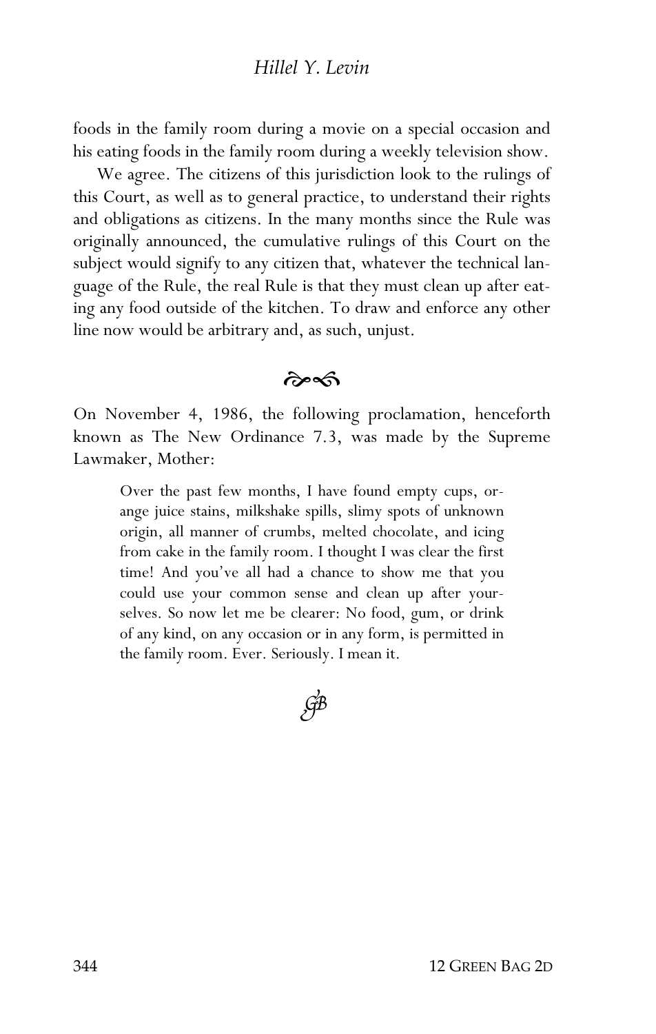foods in the family room during a movie on a special occasion and his eating foods in the family room during a weekly television show.

We agree. The citizens of this jurisdiction look to the rulings of this Court, as well as to general practice, to understand their rights and obligations as citizens. In the many months since the Rule was originally announced, the cumulative rulings of this Court on the subject would signify to any citizen that, whatever the technical language of the Rule, the real Rule is that they must clean up after eating any food outside of the kitchen. To draw and enforce any other line now would be arbitrary and, as such, unjust.

❧❧

On November 4, 1986, the following proclamation, henceforth known as The New Ordinance 7.3, was made by the Supreme Lawmaker, Mother:

> Over the past few months, I have found empty cups, orange juice stains, milkshake spills, slimy spots of unknown origin, all manner of crumbs, melted chocolate, and icing from cake in the family room. I thought I was clear the first time! And you've all had a chance to show me that you could use your common sense and clean up after yourselves. So now let me be clearer: No food, gum, or drink of any kind, on any occasion or in any form, is permitted in the family room. Ever. Seriously. I mean it.